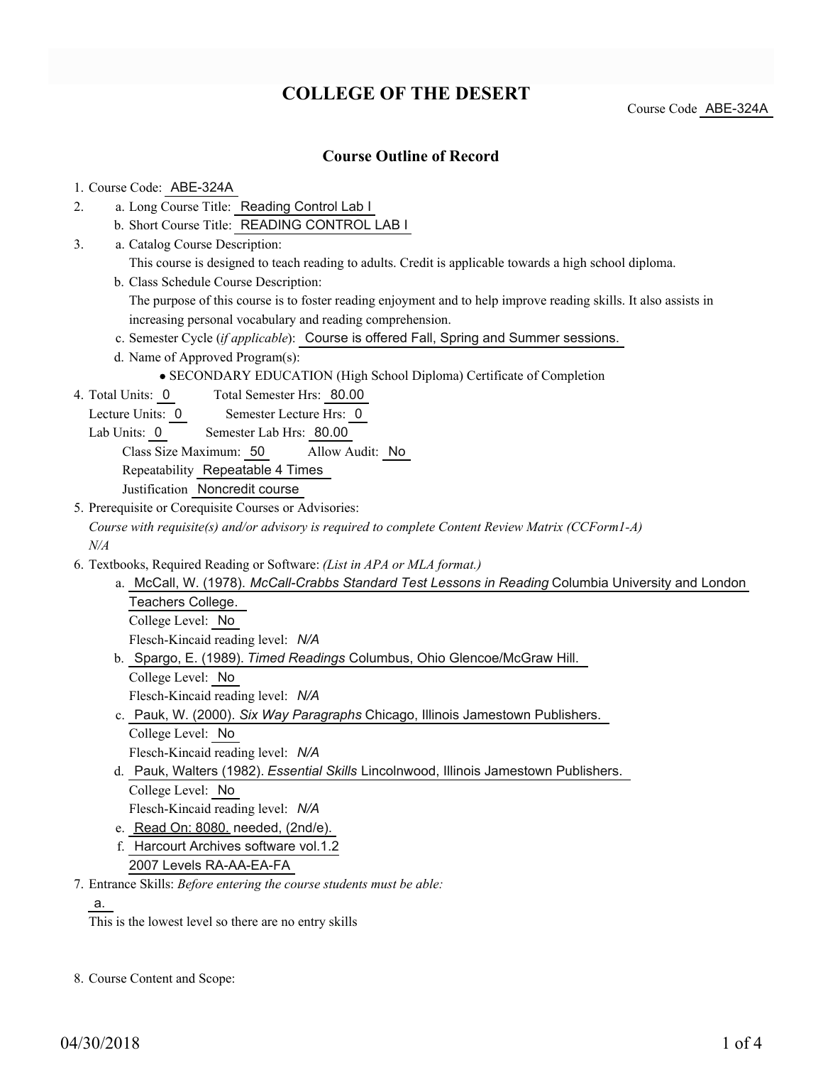# COLLEGE OF THE DESERT

Course Code ABE-324A

## Course Outline of Record

1. Course Code: ABE-324A
2. a. Long Course Title: Reading Control Lab I
   b. Short Course Title: READING CONTROL LAB I
3. a. Catalog Course Description:
   This course is designed to teach reading to adults. Credit is applicable towards a high school diploma.
   b. Class Schedule Course Description:
   The purpose of this course is to foster reading enjoyment and to help improve reading skills. It also assists in increasing personal vocabulary and reading comprehension.
   c. Semester Cycle (*if applicable*): Course is offered Fall, Spring and Summer sessions.
   d. Name of Approved Program(s):
      - SECONDARY EDUCATION (High School Diploma) Certificate of Completion
4. Total Units: 0 Total Semester Hrs: 80.00
   Lecture Units: 0 Semester Lecture Hrs: 0
   Lab Units: 0 Semester Lab Hrs: 80.00
   Class Size Maximum: 50 Allow Audit: No
   Repeatability Repeatable 4 Times
   Justification Noncredit course
5. Prerequisite or Corequisite Courses or Advisories:
   *Course with requisite(s) and/or advisory is required to complete Content Review Matrix (CCForm1-A)*
   *N/A*
6. Textbooks, Required Reading or Software: *(List in APA or MLA format.)*
   a. McCall, W. (1978). *McCall-Crabbs Standard Test Lessons in Reading* Columbia University and London Teachers College.
      College Level: No
      Flesch-Kincaid reading level: *N/A*
   b. Spargo, E. (1989). *Timed Readings* Columbus, Ohio Glencoe/McGraw Hill.
      College Level: No
      Flesch-Kincaid reading level: *N/A*
   c. Pauk, W. (2000). *Six Way Paragraphs* Chicago, Illinois Jamestown Publishers.
      College Level: No
      Flesch-Kincaid reading level: *N/A*
   d. Pauk, Walters (1982). *Essential Skills* Lincolnwood, Illinois Jamestown Publishers.
      College Level: No
      Flesch-Kincaid reading level: *N/A*
   e. Read On: 8080. needed, (2nd/e).
   f. Harcourt Archives software vol.1.2
      2007 Levels RA-AA-EA-FA
7. Entrance Skills: *Before entering the course students must be able:*
   a.
   This is the lowest level so there are no entry skills
8. Course Content and Scope: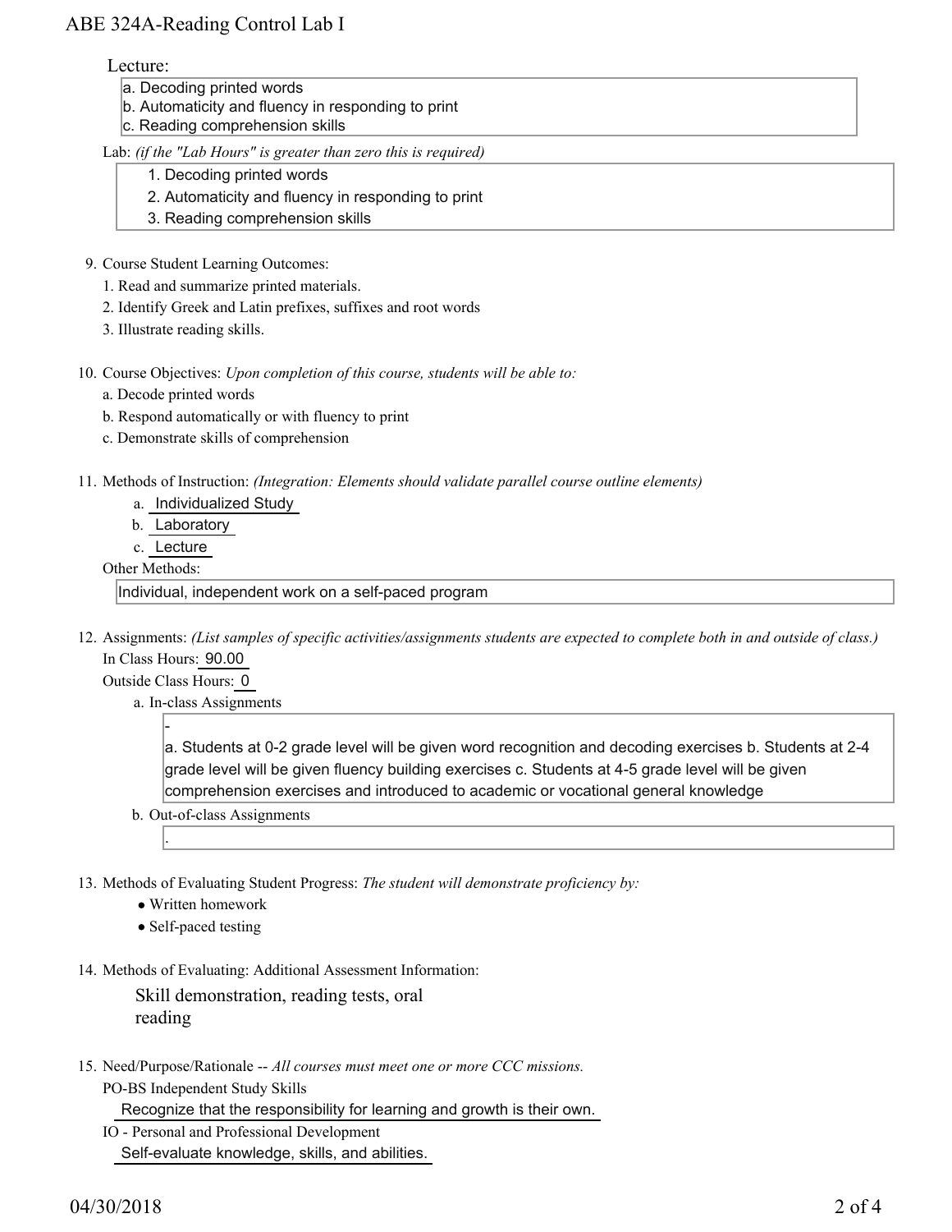Lecture:

a. Decoding printed words
b. Automaticity and fluency in responding to print
c. Reading comprehension skills

Lab: *(if the "Lab Hours" is greater than zero this is required)*

1. Decoding printed words
2. Automaticity and fluency in responding to print
3. Reading comprehension skills

9. Course Student Learning Outcomes:
   1. Read and summarize printed materials.
   2. Identify Greek and Latin prefixes, suffixes and root words
   3. Illustrate reading skills.

10. Course Objectives: *Upon completion of this course, students will be able to:*
    a. Decode printed words
    b. Respond automatically or with fluency to print
    c. Demonstrate skills of comprehension

11. Methods of Instruction: *(Integration: Elements should validate parallel course outline elements)*
    a. Individualized Study
    b. Laboratory
    c. Lecture

    Other Methods:

    Individual, independent work on a self-paced program

12. Assignments: *(List samples of specific activities/assignments students are expected to complete both in and outside of class.)*

    In Class Hours: 90.00

    Outside Class Hours: 0

    a. In-class Assignments

    -
    a. Students at 0-2 grade level will be given word recognition and decoding exercises b. Students at 2-4 grade level will be given fluency building exercises c. Students at 4-5 grade level will be given comprehension exercises and introduced to academic or vocational general knowledge

    b. Out-of-class Assignments

    .

13. Methods of Evaluating Student Progress: *The student will demonstrate proficiency by:*
    - Written homework
    - Self-paced testing

14. Methods of Evaluating: Additional Assessment Information:

    Skill demonstration, reading tests, oral reading

15. Need/Purpose/Rationale -- *All courses must meet one or more CCC missions.*

    PO-BS Independent Study Skills

    Recognize that the responsibility for learning and growth is their own.

    IO - Personal and Professional Development

    Self-evaluate knowledge, skills, and abilities.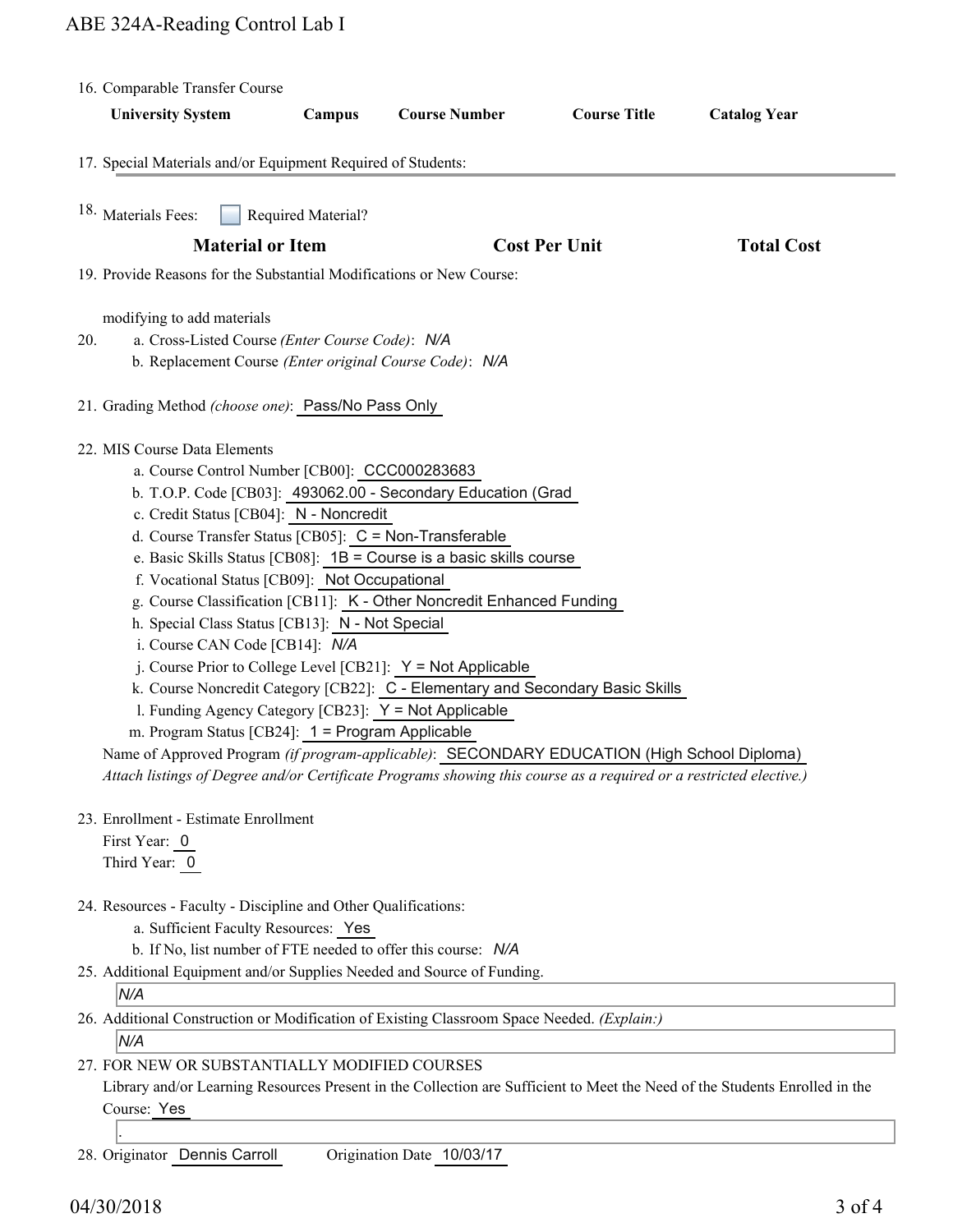16. Comparable Transfer Course

| University System | Campus | Course Number | Course Title | Catalog Year |
|---|---|---|---|---|

17. Special Materials and/or Equipment Required of Students:

18. Materials Fees: ☐ Required Material?

| Material or Item | Cost Per Unit | Total Cost |
|---|---|---|

19. Provide Reasons for the Substantial Modifications or New Course:

    modifying to add materials

20. a. Cross-Listed Course *(Enter Course Code)*: *N/A*
    b. Replacement Course *(Enter original Course Code)*: *N/A*

21. Grading Method *(choose one)*: Pass/No Pass Only

22. MIS Course Data Elements
    a. Course Control Number [CB00]: CCC000283683
    b. T.O.P. Code [CB03]: 493062.00 - Secondary Education (Grad
    c. Credit Status [CB04]: N - Noncredit
    d. Course Transfer Status [CB05]: C = Non-Transferable
    e. Basic Skills Status [CB08]: 1B = Course is a basic skills course
    f. Vocational Status [CB09]: Not Occupational
    g. Course Classification [CB11]: K - Other Noncredit Enhanced Funding
    h. Special Class Status [CB13]: N - Not Special
    i. Course CAN Code [CB14]: *N/A*
    j. Course Prior to College Level [CB21]: Y = Not Applicable
    k. Course Noncredit Category [CB22]: C - Elementary and Secondary Basic Skills
    l. Funding Agency Category [CB23]: Y = Not Applicable
    m. Program Status [CB24]: 1 = Program Applicable

    Name of Approved Program *(if program-applicable)*: SECONDARY EDUCATION (High School Diploma)
    *Attach listings of Degree and/or Certificate Programs showing this course as a required or a restricted elective.)*

23. Enrollment - Estimate Enrollment
    First Year: 0
    Third Year: 0

24. Resources - Faculty - Discipline and Other Qualifications:
    a. Sufficient Faculty Resources: Yes
    b. If No, list number of FTE needed to offer this course: *N/A*

25. Additional Equipment and/or Supplies Needed and Source of Funding.
    *N/A*

26. Additional Construction or Modification of Existing Classroom Space Needed. *(Explain:)*
    *N/A*

27. FOR NEW OR SUBSTANTIALLY MODIFIED COURSES
    Library and/or Learning Resources Present in the Collection are Sufficient to Meet the Need of the Students Enrolled in the Course: Yes
    .

28. Originator Dennis Carroll Origination Date 10/03/17